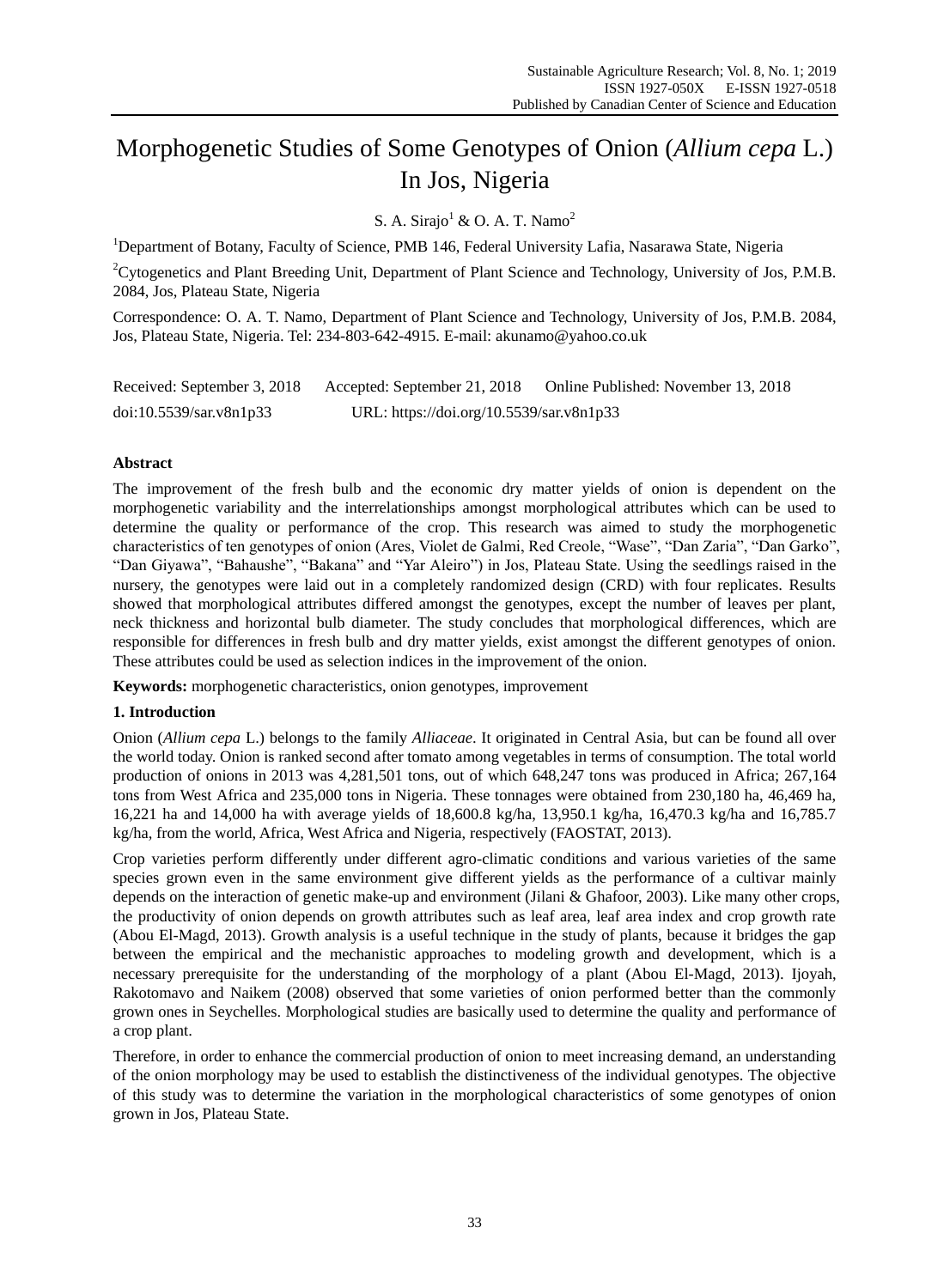# Morphogenetic Studies of Some Genotypes of Onion (*Allium cepa* L.) In Jos, Nigeria

S. A. Sirajo[1] & O. A. T. Namo[2]

[1]Department of Botany, Faculty of Science, PMB 146, Federal University Lafia, Nasarawa State, Nigeria

[2]Cytogenetics and Plant Breeding Unit, Department of Plant Science and Technology, University of Jos, P.M.B. 2084, Jos, Plateau State, Nigeria

Correspondence: O. A. T. Namo, Department of Plant Science and Technology, University of Jos, P.M.B. 2084, Jos, Plateau State, Nigeria. Tel: 234-803-642-4915. E-mail: akunamo@yahoo.co.uk

Received: September 3, 2018 Accepted: September 21, 2018 Online Published: November 13, 2018

doi:10.5539/sar.v8n1p33 URL: https://doi.org/10.5539/sar.v8n1p33

## Abstract

The improvement of the fresh bulb and the economic dry matter yields of onion is dependent on the morphogenetic variability and the interrelationships amongst morphological attributes which can be used to determine the quality or performance of the crop. This research was aimed to study the morphogenetic characteristics of ten genotypes of onion (Ares, Violet de Galmi, Red Creole, "Wase", "Dan Zaria", "Dan Garko", "Dan Giyawa", "Bahaushe", "Bakana" and "Yar Aleiro") in Jos, Plateau State. Using the seedlings raised in the nursery, the genotypes were laid out in a completely randomized design (CRD) with four replicates. Results showed that morphological attributes differed amongst the genotypes, except the number of leaves per plant, neck thickness and horizontal bulb diameter. The study concludes that morphological differences, which are responsible for differences in fresh bulb and dry matter yields, exist amongst the different genotypes of onion. These attributes could be used as selection indices in the improvement of the onion.

**Keywords:** morphogenetic characteristics, onion genotypes, improvement

## 1. Introduction

Onion (*Allium cepa* L.) belongs to the family *Alliaceae*. It originated in Central Asia, but can be found all over the world today. Onion is ranked second after tomato among vegetables in terms of consumption. The total world production of onions in 2013 was 4,281,501 tons, out of which 648,247 tons was produced in Africa; 267,164 tons from West Africa and 235,000 tons in Nigeria. These tonnages were obtained from 230,180 ha, 46,469 ha, 16,221 ha and 14,000 ha with average yields of 18,600.8 kg/ha, 13,950.1 kg/ha, 16,470.3 kg/ha and 16,785.7 kg/ha, from the world, Africa, West Africa and Nigeria, respectively (FAOSTAT, 2013).

Crop varieties perform differently under different agro-climatic conditions and various varieties of the same species grown even in the same environment give different yields as the performance of a cultivar mainly depends on the interaction of genetic make-up and environment (Jilani & Ghafoor, 2003). Like many other crops, the productivity of onion depends on growth attributes such as leaf area, leaf area index and crop growth rate (Abou El-Magd, 2013). Growth analysis is a useful technique in the study of plants, because it bridges the gap between the empirical and the mechanistic approaches to modeling growth and development, which is a necessary prerequisite for the understanding of the morphology of a plant (Abou El-Magd, 2013). Ijoyah, Rakotomavo and Naikem (2008) observed that some varieties of onion performed better than the commonly grown ones in Seychelles. Morphological studies are basically used to determine the quality and performance of a crop plant.

Therefore, in order to enhance the commercial production of onion to meet increasing demand, an understanding of the onion morphology may be used to establish the distinctiveness of the individual genotypes. The objective of this study was to determine the variation in the morphological characteristics of some genotypes of onion grown in Jos, Plateau State.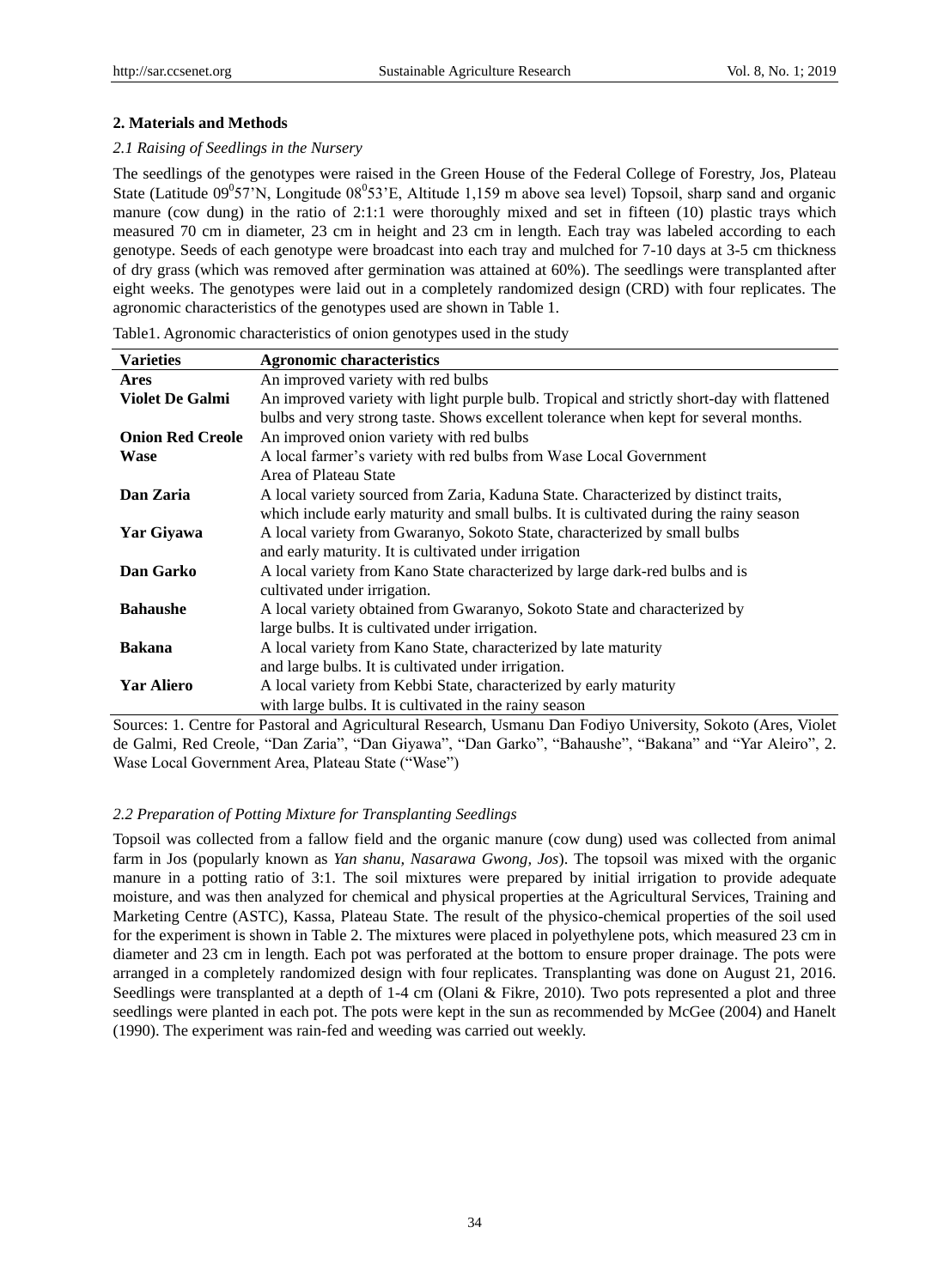## 2. Materials and Methods

### *2.1 Raising of Seedlings in the Nursery*

The seedlings of the genotypes were raised in the Green House of the Federal College of Forestry, Jos, Plateau State (Latitude 09$^0$57'N, Longitude 08$^0$53'E, Altitude 1,159 m above sea level) Topsoil, sharp sand and organic manure (cow dung) in the ratio of 2:1:1 were thoroughly mixed and set in fifteen (10) plastic trays which measured 70 cm in diameter, 23 cm in height and 23 cm in length. Each tray was labeled according to each genotype. Seeds of each genotype were broadcast into each tray and mulched for 7-10 days at 3-5 cm thickness of dry grass (which was removed after germination was attained at 60%). The seedlings were transplanted after eight weeks. The genotypes were laid out in a completely randomized design (CRD) with four replicates. The agronomic characteristics of the genotypes used are shown in Table 1.

Table1. Agronomic characteristics of onion genotypes used in the study

| Varieties | Agronomic characteristics |
|---|---|
| **Ares** | An improved variety with red bulbs |
| **Violet De Galmi** | An improved variety with light purple bulb. Tropical and strictly short-day with flattened bulbs and very strong taste. Shows excellent tolerance when kept for several months. |
| **Onion Red Creole** | An improved onion variety with red bulbs |
| **Wase** | A local farmer's variety with red bulbs from Wase Local Government Area of Plateau State |
| **Dan Zaria** | A local variety sourced from Zaria, Kaduna State. Characterized by distinct traits, which include early maturity and small bulbs. It is cultivated during the rainy season |
| **Yar Giyawa** | A local variety from Gwaranyo, Sokoto State, characterized by small bulbs and early maturity. It is cultivated under irrigation |
| **Dan Garko** | A local variety from Kano State characterized by large dark-red bulbs and is cultivated under irrigation. |
| **Bahaushe** | A local variety obtained from Gwaranyo, Sokoto State and characterized by large bulbs. It is cultivated under irrigation. |
| **Bakana** | A local variety from Kano State, characterized by late maturity and large bulbs. It is cultivated under irrigation. |
| **Yar Aliero** | A local variety from Kebbi State, characterized by early maturity with large bulbs. It is cultivated in the rainy season |

Sources: 1. Centre for Pastoral and Agricultural Research, Usmanu Dan Fodiyo University, Sokoto (Ares, Violet de Galmi, Red Creole, "Dan Zaria", "Dan Giyawa", "Dan Garko", "Bahaushe", "Bakana" and "Yar Aleiro", 2. Wase Local Government Area, Plateau State ("Wase")

### *2.2 Preparation of Potting Mixture for Transplanting Seedlings*

Topsoil was collected from a fallow field and the organic manure (cow dung) used was collected from animal farm in Jos (popularly known as *Yan shanu, Nasarawa Gwong, Jos*). The topsoil was mixed with the organic manure in a potting ratio of 3:1. The soil mixtures were prepared by initial irrigation to provide adequate moisture, and was then analyzed for chemical and physical properties at the Agricultural Services, Training and Marketing Centre (ASTC), Kassa, Plateau State. The result of the physico-chemical properties of the soil used for the experiment is shown in Table 2. The mixtures were placed in polyethylene pots, which measured 23 cm in diameter and 23 cm in length. Each pot was perforated at the bottom to ensure proper drainage. The pots were arranged in a completely randomized design with four replicates. Transplanting was done on August 21, 2016. Seedlings were transplanted at a depth of 1-4 cm (Olani & Fikre, 2010). Two pots represented a plot and three seedlings were planted in each pot. The pots were kept in the sun as recommended by McGee (2004) and Hanelt (1990). The experiment was rain-fed and weeding was carried out weekly.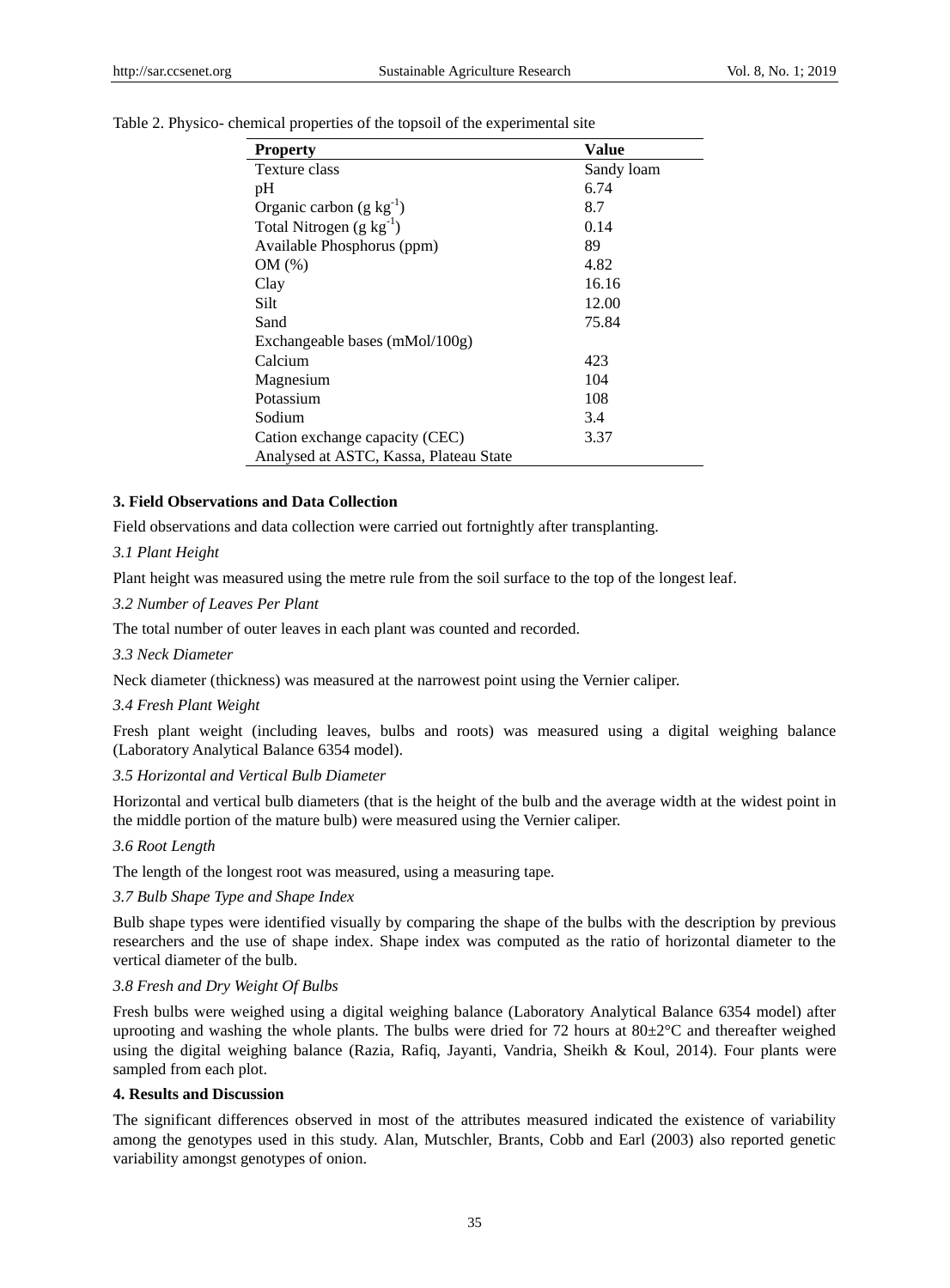Table 2. Physico- chemical properties of the topsoil of the experimental site

| Property | Value |
|---|---|
| Texture class | Sandy loam |
| pH | 6.74 |
| Organic carbon (g $kg^{-1}$) | 8.7 |
| Total Nitrogen (g $kg^{-1}$) | 0.14 |
| Available Phosphorus (ppm) | 89 |
| OM (%) | 4.82 |
| Clay | 16.16 |
| Silt | 12.00 |
| Sand | 75.84 |
| Exchangeable bases (mMol/100g) | |
| Calcium | 423 |
| Magnesium | 104 |
| Potassium | 108 |
| Sodium | 3.4 |
| Cation exchange capacity (CEC) | 3.37 |
| Analysed at ASTC, Kassa, Plateau State | |

## 3. Field Observations and Data Collection

Field observations and data collection were carried out fortnightly after transplanting.

### *3.1 Plant Height*

Plant height was measured using the metre rule from the soil surface to the top of the longest leaf.

### *3.2 Number of Leaves Per Plant*

The total number of outer leaves in each plant was counted and recorded.

### *3.3 Neck Diameter*

Neck diameter (thickness) was measured at the narrowest point using the Vernier caliper.

### *3.4 Fresh Plant Weight*

Fresh plant weight (including leaves, bulbs and roots) was measured using a digital weighing balance (Laboratory Analytical Balance 6354 model).

### *3.5 Horizontal and Vertical Bulb Diameter*

Horizontal and vertical bulb diameters (that is the height of the bulb and the average width at the widest point in the middle portion of the mature bulb) were measured using the Vernier caliper.

### *3.6 Root Length*

The length of the longest root was measured, using a measuring tape.

### *3.7 Bulb Shape Type and Shape Index*

Bulb shape types were identified visually by comparing the shape of the bulbs with the description by previous researchers and the use of shape index. Shape index was computed as the ratio of horizontal diameter to the vertical diameter of the bulb.

### *3.8 Fresh and Dry Weight Of Bulbs*

Fresh bulbs were weighed using a digital weighing balance (Laboratory Analytical Balance 6354 model) after uprooting and washing the whole plants. The bulbs were dried for 72 hours at 80±2°C and thereafter weighed using the digital weighing balance (Razia, Rafiq, Jayanti, Vandria, Sheikh & Koul, 2014). Four plants were sampled from each plot.

## 4. Results and Discussion

The significant differences observed in most of the attributes measured indicated the existence of variability among the genotypes used in this study. Alan, Mutschler, Brants, Cobb and Earl (2003) also reported genetic variability amongst genotypes of onion.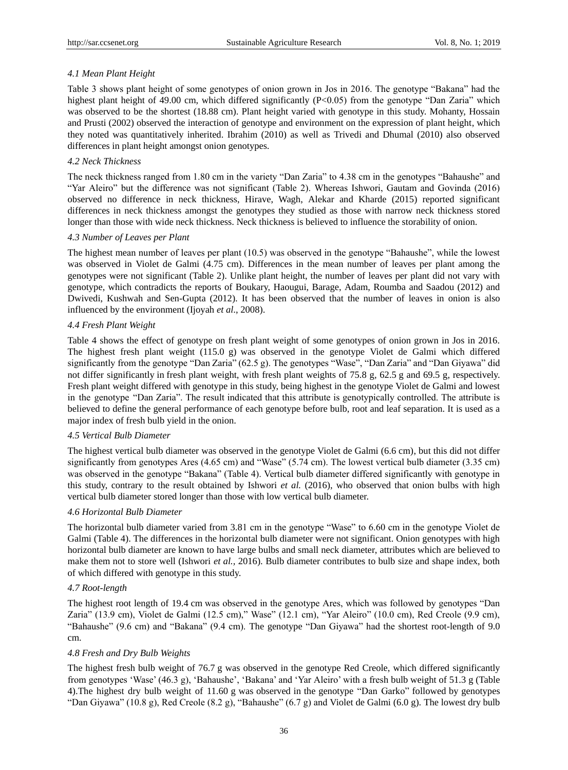### *4.1 Mean Plant Height*

Table 3 shows plant height of some genotypes of onion grown in Jos in 2016. The genotype "Bakana" had the highest plant height of 49.00 cm, which differed significantly ($P<0.05$) from the genotype "Dan Zaria" which was observed to be the shortest (18.88 cm). Plant height varied with genotype in this study. Mohanty, Hossain and Prusti (2002) observed the interaction of genotype and environment on the expression of plant height, which they noted was quantitatively inherited. Ibrahim (2010) as well as Trivedi and Dhumal (2010) also observed differences in plant height amongst onion genotypes.

### *4.2 Neck Thickness*

The neck thickness ranged from 1.80 cm in the variety "Dan Zaria" to 4.38 cm in the genotypes "Bahaushe" and "Yar Aleiro" but the difference was not significant (Table 2). Whereas Ishwori, Gautam and Govinda (2016) observed no difference in neck thickness, Hirave, Wagh, Alekar and Kharde (2015) reported significant differences in neck thickness amongst the genotypes they studied as those with narrow neck thickness stored longer than those with wide neck thickness. Neck thickness is believed to influence the storability of onion.

### *4.3 Number of Leaves per Plant*

The highest mean number of leaves per plant (10.5) was observed in the genotype "Bahaushe", while the lowest was observed in Violet de Galmi (4.75 cm). Differences in the mean number of leaves per plant among the genotypes were not significant (Table 2). Unlike plant height, the number of leaves per plant did not vary with genotype, which contradicts the reports of Boukary, Haougui, Barage, Adam, Roumba and Saadou (2012) and Dwivedi, Kushwah and Sen-Gupta (2012). It has been observed that the number of leaves in onion is also influenced by the environment (Ijoyah *et al*., 2008).

### *4.4 Fresh Plant Weight*

Table 4 shows the effect of genotype on fresh plant weight of some genotypes of onion grown in Jos in 2016. The highest fresh plant weight (115.0 g) was observed in the genotype Violet de Galmi which differed significantly from the genotype "Dan Zaria" (62.5 g). The genotypes "Wase", "Dan Zaria" and "Dan Giyawa" did not differ significantly in fresh plant weight, with fresh plant weights of 75.8 g, 62.5 g and 69.5 g, respectively. Fresh plant weight differed with genotype in this study, being highest in the genotype Violet de Galmi and lowest in the genotype "Dan Zaria". The result indicated that this attribute is genotypically controlled. The attribute is believed to define the general performance of each genotype before bulb, root and leaf separation. It is used as a major index of fresh bulb yield in the onion.

### *4.5 Vertical Bulb Diameter*

The highest vertical bulb diameter was observed in the genotype Violet de Galmi (6.6 cm), but this did not differ significantly from genotypes Ares (4.65 cm) and "Wase" (5.74 cm). The lowest vertical bulb diameter (3.35 cm) was observed in the genotype "Bakana" (Table 4). Vertical bulb diameter differed significantly with genotype in this study, contrary to the result obtained by Ishwori *et al.* (2016), who observed that onion bulbs with high vertical bulb diameter stored longer than those with low vertical bulb diameter.

### *4.6 Horizontal Bulb Diameter*

The horizontal bulb diameter varied from 3.81 cm in the genotype "Wase" to 6.60 cm in the genotype Violet de Galmi (Table 4). The differences in the horizontal bulb diameter were not significant. Onion genotypes with high horizontal bulb diameter are known to have large bulbs and small neck diameter, attributes which are believed to make them not to store well (Ishwori *et al.,* 2016). Bulb diameter contributes to bulb size and shape index, both of which differed with genotype in this study.

### *4.7 Root-length*

The highest root length of 19.4 cm was observed in the genotype Ares, which was followed by genotypes "Dan Zaria" (13.9 cm), Violet de Galmi (12.5 cm)," Wase" (12.1 cm), "Yar Aleiro" (10.0 cm), Red Creole (9.9 cm), "Bahaushe" (9.6 cm) and "Bakana" (9.4 cm). The genotype "Dan Giyawa" had the shortest root-length of 9.0 cm.

### *4.8 Fresh and Dry Bulb Weights*

The highest fresh bulb weight of 76.7 g was observed in the genotype Red Creole, which differed significantly from genotypes 'Wase' (46.3 g), 'Bahaushe', 'Bakana' and 'Yar Aleiro' with a fresh bulb weight of 51.3 g (Table 4).The highest dry bulb weight of 11.60 g was observed in the genotype "Dan Garko" followed by genotypes "Dan Giyawa" (10.8 g), Red Creole (8.2 g), "Bahaushe" (6.7 g) and Violet de Galmi (6.0 g). The lowest dry bulb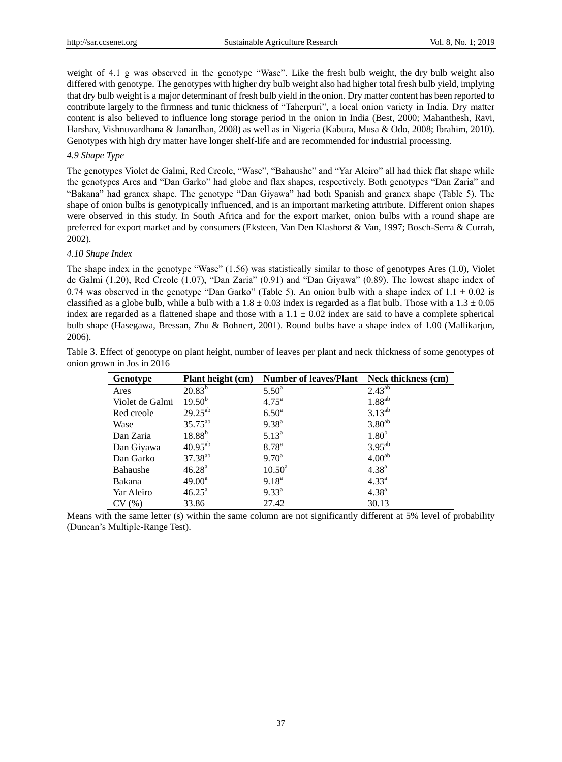weight of 4.1 g was observed in the genotype "Wase". Like the fresh bulb weight, the dry bulb weight also differed with genotype. The genotypes with higher dry bulb weight also had higher total fresh bulb yield, implying that dry bulb weight is a major determinant of fresh bulb yield in the onion. Dry matter content has been reported to contribute largely to the firmness and tunic thickness of "Taherpuri", a local onion variety in India. Dry matter content is also believed to influence long storage period in the onion in India (Best, 2000; Mahanthesh, Ravi, Harshav, Vishnuvardhana & Janardhan, 2008) as well as in Nigeria (Kabura, Musa & Odo, 2008; Ibrahim, 2010). Genotypes with high dry matter have longer shelf-life and are recommended for industrial processing.

### *4.9 Shape Type*

The genotypes Violet de Galmi, Red Creole, "Wase", "Bahaushe" and "Yar Aleiro" all had thick flat shape while the genotypes Ares and "Dan Garko" had globe and flax shapes, respectively. Both genotypes "Dan Zaria" and "Bakana" had granex shape. The genotype "Dan Giyawa" had both Spanish and granex shape (Table 5). The shape of onion bulbs is genotypically influenced, and is an important marketing attribute. Different onion shapes were observed in this study. In South Africa and for the export market, onion bulbs with a round shape are preferred for export market and by consumers (Eksteen, Van Den Klashorst & Van, 1997; Bosch-Serra & Currah, 2002).

### *4.10 Shape Index*

The shape index in the genotype "Wase" (1.56) was statistically similar to those of genotypes Ares (1.0), Violet de Galmi (1.20), Red Creole (1.07), "Dan Zaria" (0.91) and "Dan Giyawa" (0.89). The lowest shape index of 0.74 was observed in the genotype "Dan Garko" (Table 5). An onion bulb with a shape index of $1.1 \pm 0.02$ is classified as a globe bulb, while a bulb with a $1.8 \pm 0.03$ index is regarded as a flat bulb. Those with a $1.3 \pm 0.05$ index are regarded as a flattened shape and those with a $1.1 \pm 0.02$ index are said to have a complete spherical bulb shape (Hasegawa, Bressan, Zhu & Bohnert, 2001). Round bulbs have a shape index of 1.00 (Mallikarjun, 2006).

Table 3. Effect of genotype on plant height, number of leaves per plant and neck thickness of some genotypes of onion grown in Jos in 2016

| Genotype | Plant height (cm) | Number of leaves/Plant | Neck thickness (cm) |
|---|---|---|---|
| Ares | 20.83[b] | 5.50[a] | 2.43[ab] |
| Violet de Galmi | 19.50[b] | 4.75[a] | 1.88[ab] |
| Red creole | 29.25[ab] | 6.50[a] | 3.13[ab] |
| Wase | 35.75[ab] | 9.38[a] | 3.80[ab] |
| Dan Zaria | 18.88[b] | 5.13[a] | 1.80[b] |
| Dan Giyawa | 40.95[ab] | 8.78[a] | 3.95[ab] |
| Dan Garko | 37.38[ab] | 9.70[a] | 4.00[ab] |
| Bahaushe | 46.28[a] | 10.50[a] | 4.38[a] |
| Bakana | 49.00[a] | 9.18[a] | 4.33[a] |
| Yar Aleiro | 46.25[a] | 9.33[a] | 4.38[a] |
| CV (%) | 33.86 | 27.42 | 30.13 |

Means with the same letter (s) within the same column are not significantly different at 5% level of probability (Duncan's Multiple-Range Test).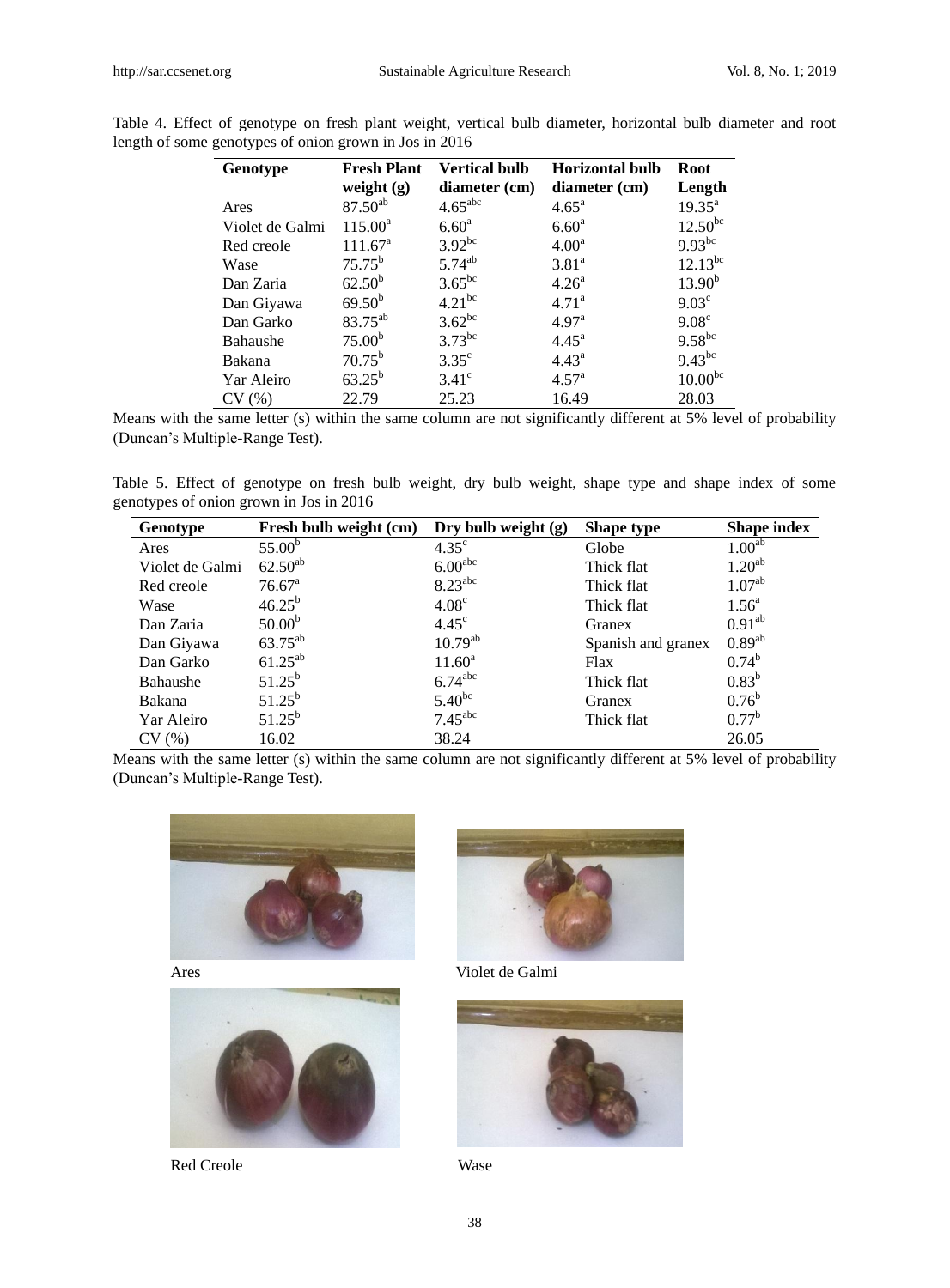Table 4. Effect of genotype on fresh plant weight, vertical bulb diameter, horizontal bulb diameter and root length of some genotypes of onion grown in Jos in 2016

| Genotype | Fresh Plant weight (g) | Vertical bulb diameter (cm) | Horizontal bulb diameter (cm) | Root Length |
|---|---|---|---|---|
| Ares | 87.50[ab] | 4.65[abc] | 4.65[a] | 19.35[a] |
| Violet de Galmi | 115.00[a] | 6.60[a] | 6.60[a] | 12.50[bc] |
| Red creole | 111.67[a] | 3.92[bc] | 4.00[a] | 9.93[bc] |
| Wase | 75.75[b] | 5.74[ab] | 3.81[a] | 12.13[bc] |
| Dan Zaria | 62.50[b] | 3.65[bc] | 4.26[a] | 13.90[b] |
| Dan Giyawa | 69.50[b] | 4.21[bc] | 4.71[a] | 9.03[c] |
| Dan Garko | 83.75[ab] | 3.62[bc] | 4.97[a] | 9.08[c] |
| Bahaushe | 75.00[b] | 3.73[bc] | 4.45[a] | 9.58[bc] |
| Bakana | 70.75[b] | 3.35[c] | 4.43[a] | 9.43[bc] |
| Yar Aleiro | 63.25[b] | 3.41[c] | 4.57[a] | 10.00[bc] |
| CV (%) | 22.79 | 25.23 | 16.49 | 28.03 |

Means with the same letter (s) within the same column are not significantly different at 5% level of probability (Duncan's Multiple-Range Test).

Table 5. Effect of genotype on fresh bulb weight, dry bulb weight, shape type and shape index of some genotypes of onion grown in Jos in 2016

| Genotype | Fresh bulb weight (cm) | Dry bulb weight (g) | Shape type | Shape index |
|---|---|---|---|---|
| Ares | 55.00[b] | 4.35[c] | Globe | 1.00[ab] |
| Violet de Galmi | 62.50[ab] | 6.00[abc] | Thick flat | 1.20[ab] |
| Red creole | 76.67[a] | 8.23[abc] | Thick flat | 1.07[ab] |
| Wase | 46.25[b] | 4.08[c] | Thick flat | 1.56[a] |
| Dan Zaria | 50.00[b] | 4.45[c] | Granex | 0.91[ab] |
| Dan Giyawa | 63.75[ab] | 10.79[ab] | Spanish and granex | 0.89[ab] |
| Dan Garko | 61.25[ab] | 11.60[a] | Flax | 0.74[b] |
| Bahaushe | 51.25[b] | 6.74[abc] | Thick flat | 0.83[b] |
| Bakana | 51.25[b] | 5.40[bc] | Granex | 0.76[b] |
| Yar Aleiro | 51.25[b] | 7.45[abc] | Thick flat | 0.77[b] |
| CV (%) | 16.02 | 38.24 | | 26.05 |

Means with the same letter (s) within the same column are not significantly different at 5% level of probability (Duncan's Multiple-Range Test).

Ares

Violet de Galmi

Red Creole

Wase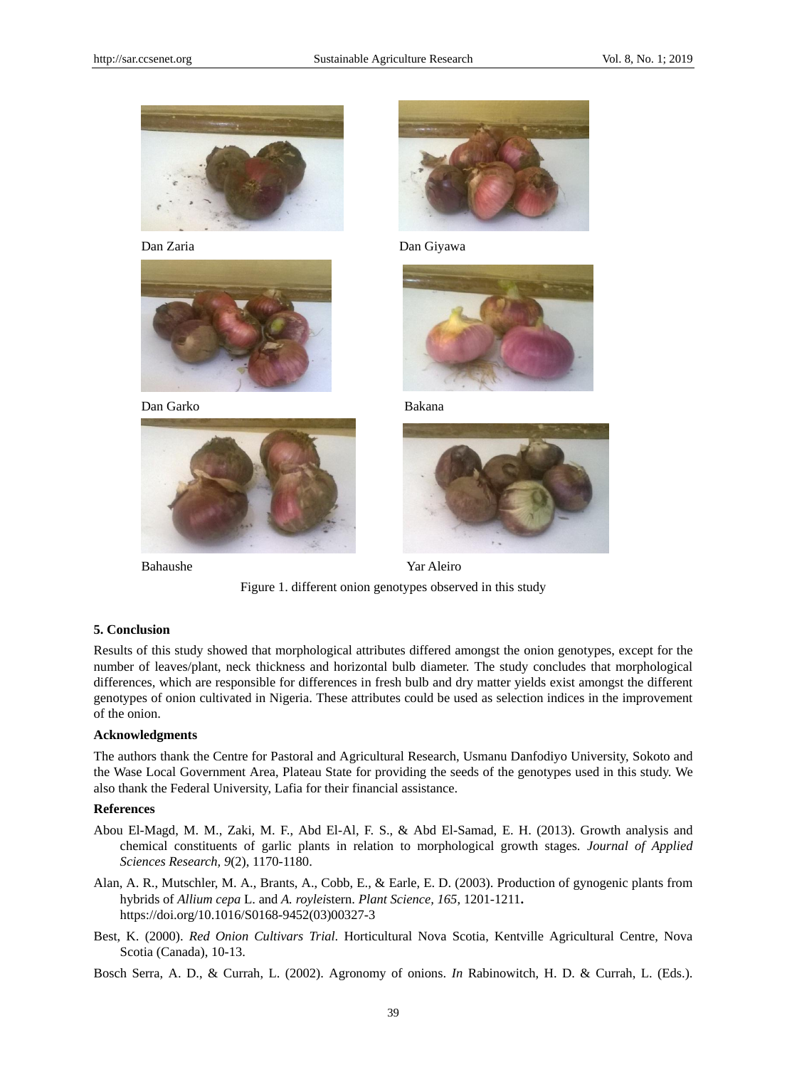Dan Zaria

Dan Giyawa

Dan Garko

Bakana

Bahaushe

Yar Aleiro

Figure 1. different onion genotypes observed in this study

### 5. Conclusion

Results of this study showed that morphological attributes differed amongst the onion genotypes, except for the number of leaves/plant, neck thickness and horizontal bulb diameter. The study concludes that morphological differences, which are responsible for differences in fresh bulb and dry matter yields exist amongst the different genotypes of onion cultivated in Nigeria. These attributes could be used as selection indices in the improvement of the onion.

### Acknowledgments

The authors thank the Centre for Pastoral and Agricultural Research, Usmanu Danfodiyo University, Sokoto and the Wase Local Government Area, Plateau State for providing the seeds of the genotypes used in this study. We also thank the Federal University, Lafia for their financial assistance.

### References

Abou El-Magd, M. M., Zaki, M. F., Abd El-Al, F. S., & Abd El-Samad, E. H. (2013). Growth analysis and chemical constituents of garlic plants in relation to morphological growth stages. *Journal of Applied Sciences Research, 9*(2), 1170-1180.

Alan, A. R., Mutschler, M. A., Brants, A., Cobb, E., & Earle, E. D. (2003). Production of gynogenic plants from hybrids of *Allium cepa* L. and *A. roylei*stern. *Plant Science, 165*, 1201-1211. https://doi.org/10.1016/S0168-9452(03)00327-3

Best, K. (2000). *Red Onion Cultivars Trial*. Horticultural Nova Scotia, Kentville Agricultural Centre, Nova Scotia (Canada), 10-13.

Bosch Serra, A. D., & Currah, L. (2002). Agronomy of onions. *In* Rabinowitch, H. D. & Currah, L. (Eds.).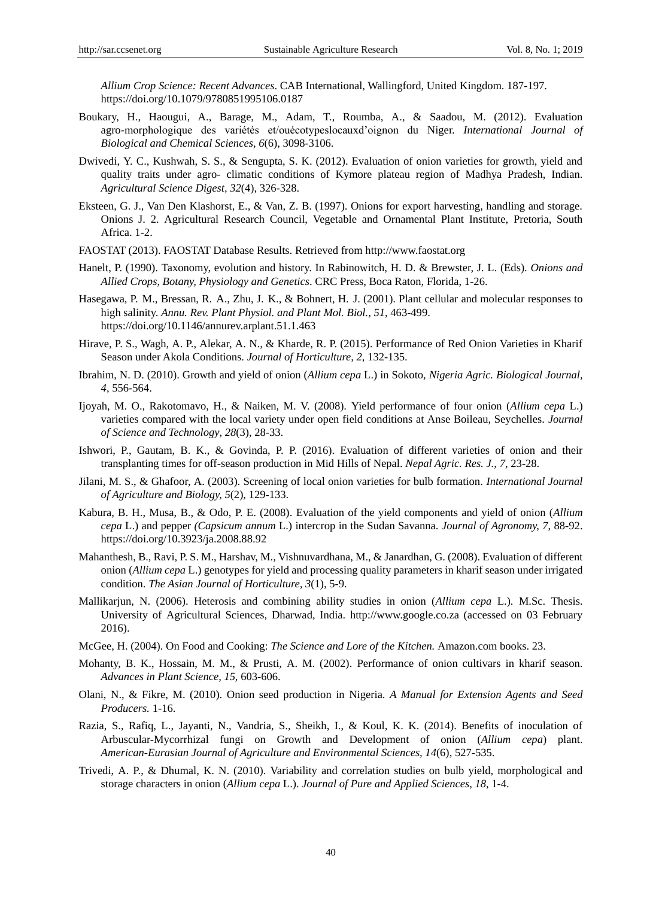*Allium Crop Science: Recent Advances*. CAB International, Wallingford, United Kingdom. 187-197. https://doi.org/10.1079/9780851995106.0187

Boukary, H., Haougui, A., Barage, M., Adam, T., Roumba, A., & Saadou, M. (2012). Evaluation agro-morphologique des variétés et/ouécotypeslocauxd'oignon du Niger. *International Journal of Biological and Chemical Sciences, 6*(6), 3098-3106.

Dwivedi, Y. C., Kushwah, S. S., & Sengupta, S. K. (2012). Evaluation of onion varieties for growth, yield and quality traits under agro- climatic conditions of Kymore plateau region of Madhya Pradesh, Indian. *Agricultural Science Digest, 32*(4), 326-328.

Eksteen, G. J., Van Den Klashorst, E., & Van, Z. B. (1997). Onions for export harvesting, handling and storage. Onions J. 2. Agricultural Research Council, Vegetable and Ornamental Plant Institute, Pretoria, South Africa. 1-2.

FAOSTAT (2013). FAOSTAT Database Results. Retrieved from http://www.faostat.org

Hanelt, P. (1990). Taxonomy, evolution and history. In Rabinowitch, H. D. & Brewster, J. L. (Eds). *Onions and Allied Crops, Botany, Physiology and Genetics*. CRC Press, Boca Raton, Florida, 1-26.

Hasegawa, P. M., Bressan, R. A., Zhu, J. K., & Bohnert, H. J. (2001). Plant cellular and molecular responses to high salinity. *Annu. Rev. Plant Physiol. and Plant Mol. Biol., 51*, 463-499. https://doi.org/10.1146/annurev.arplant.51.1.463

Hirave, P. S., Wagh, A. P., Alekar, A. N., & Kharde, R. P. (2015). Performance of Red Onion Varieties in Kharif Season under Akola Conditions. *Journal of Horticulture, 2*, 132-135.

Ibrahim, N. D. (2010). Growth and yield of onion (*Allium cepa* L.) in Sokoto, *Nigeria Agric. Biological Journal, 4*, 556-564.

Ijoyah, M. O., Rakotomavo, H., & Naiken, M. V. (2008). Yield performance of four onion (*Allium cepa* L.) varieties compared with the local variety under open field conditions at Anse Boileau, Seychelles. *Journal of Science and Technology, 28*(3), 28-33.

Ishwori, P., Gautam, B. K., & Govinda, P. P. (2016). Evaluation of different varieties of onion and their transplanting times for off-season production in Mid Hills of Nepal. *Nepal Agric. Res. J., 7*, 23-28.

Jilani, M. S., & Ghafoor, A. (2003). Screening of local onion varieties for bulb formation. *International Journal of Agriculture and Biology, 5*(2), 129-133.

Kabura, B. H., Musa, B., & Odo, P. E. (2008). Evaluation of the yield components and yield of onion (*Allium cepa* L.) and pepper *(Capsicum annum* L.) intercrop in the Sudan Savanna. *Journal of Agronomy, 7*, 88-92. https://doi.org/10.3923/ja.2008.88.92

Mahanthesh, B., Ravi, P. S. M., Harshav, M., Vishnuvardhana, M., & Janardhan, G. (2008). Evaluation of different onion (*Allium cepa* L.) genotypes for yield and processing quality parameters in kharif season under irrigated condition. *The Asian Journal of Horticulture, 3*(1), 5-9.

Mallikarjun, N. (2006). Heterosis and combining ability studies in onion (*Allium cepa* L.). M.Sc. Thesis. University of Agricultural Sciences, Dharwad, India. http://www.google.co.za (accessed on 03 February 2016).

McGee, H. (2004). On Food and Cooking: *The Science and Lore of the Kitchen.* Amazon.com books. 23.

Mohanty, B. K., Hossain, M. M., & Prusti, A. M. (2002). Performance of onion cultivars in kharif season. *Advances in Plant Science, 15*, 603-606.

Olani, N., & Fikre, M. (2010). Onion seed production in Nigeria. *A Manual for Extension Agents and Seed Producers.* 1-16.

Razia, S., Rafiq, L., Jayanti, N., Vandria, S., Sheikh, I., & Koul, K. K. (2014). Benefits of inoculation of Arbuscular-Mycorrhizal fungi on Growth and Development of onion (*Allium cepa*) plant. *American-Eurasian Journal of Agriculture and Environmental Sciences, 14*(6), 527-535.

Trivedi, A. P., & Dhumal, K. N. (2010). Variability and correlation studies on bulb yield, morphological and storage characters in onion (*Allium cepa* L.). *Journal of Pure and Applied Sciences, 18*, 1-4.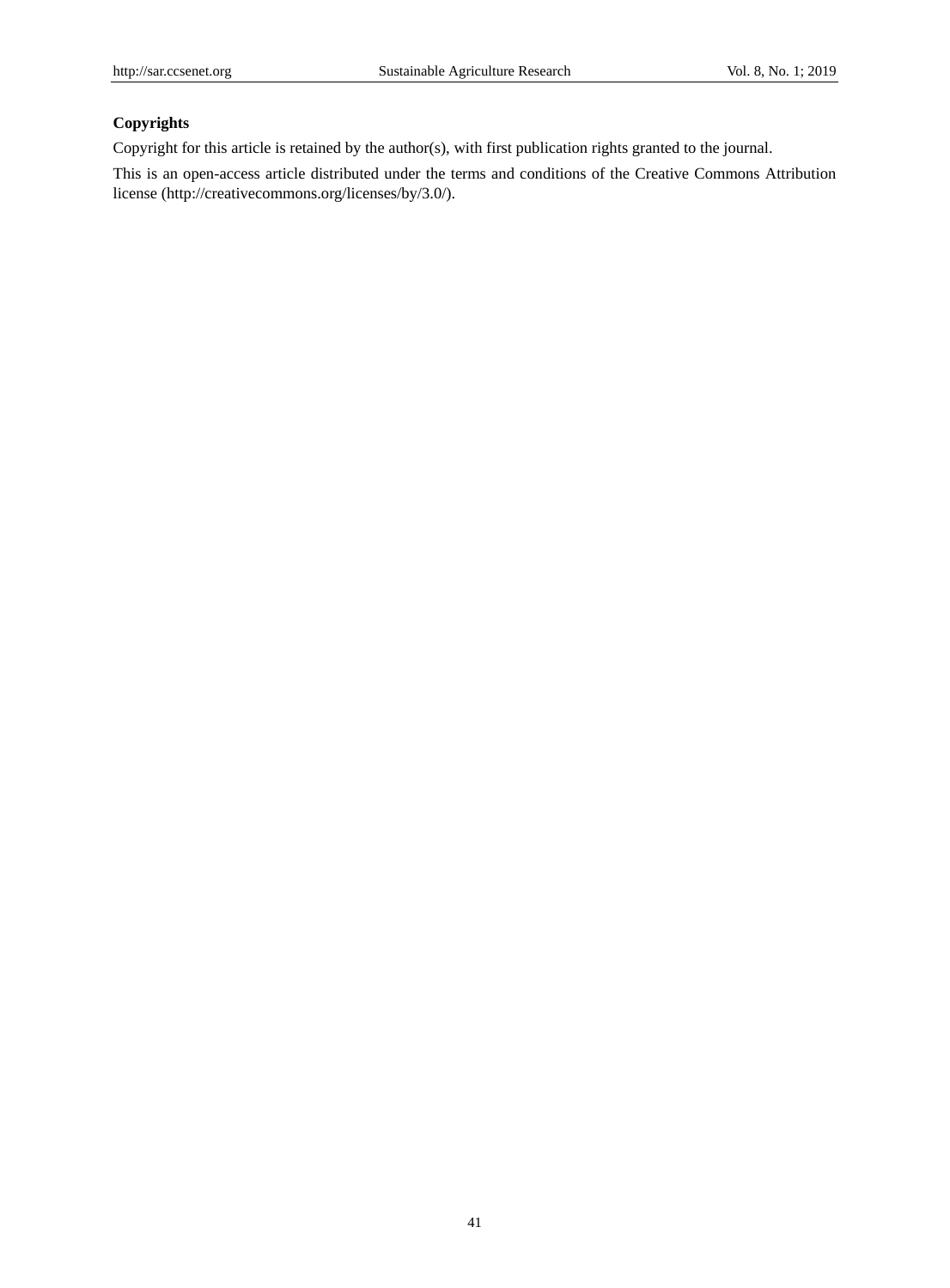**Copyrights**

Copyright for this article is retained by the author(s), with first publication rights granted to the journal.

This is an open-access article distributed under the terms and conditions of the Creative Commons Attribution license (http://creativecommons.org/licenses/by/3.0/).